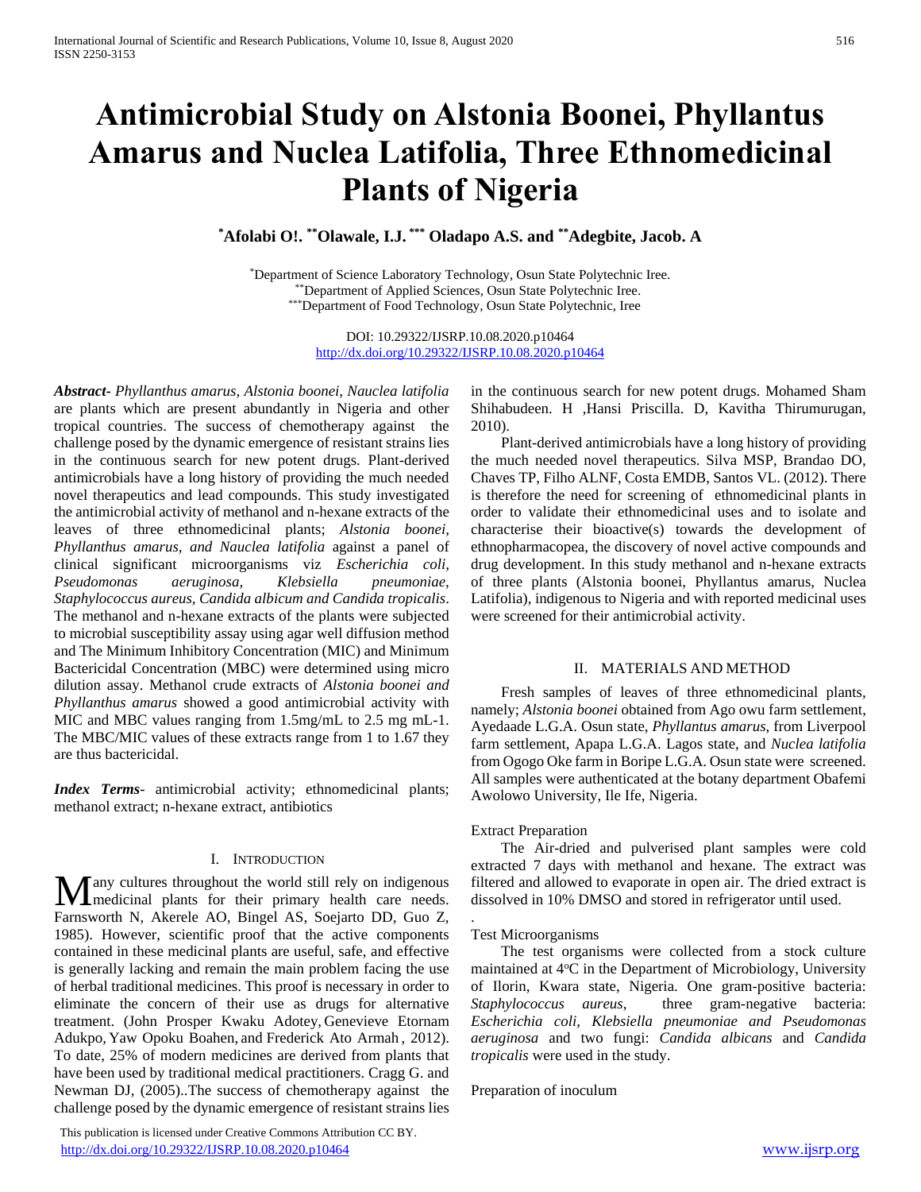# Antimicrobial Study on Alstonia Boonei, Phyllantus Amarus and Nuclea Latifolia, Three Ethnomedicinal Plants of Nigeria

**[*]Afolabi O!. [**]Olawale, I.J. [***] Oladapo A.S. and [**]Adegbite, Jacob. A**

[*]Department of Science Laboratory Technology, Osun State Polytechnic Iree.
[**]Department of Applied Sciences, Osun State Polytechnic Iree.
[***]Department of Food Technology, Osun State Polytechnic, Iree

DOI: 10.29322/IJSRP.10.08.2020.p10464
http://dx.doi.org/10.29322/IJSRP.10.08.2020.p10464

***Abstract***- *Phyllanthus amarus, Alstonia boonei, Nauclea latifolia* are plants which are present abundantly in Nigeria and other tropical countries. The success of chemotherapy against the challenge posed by the dynamic emergence of resistant strains lies in the continuous search for new potent drugs. Plant-derived antimicrobials have a long history of providing the much needed novel therapeutics and lead compounds. This study investigated the antimicrobial activity of methanol and n-hexane extracts of the leaves of three ethnomedicinal plants; *Alstonia boonei, Phyllanthus amarus, and Nauclea latifolia* against a panel of clinical significant microorganisms viz *Escherichia coli, Pseudomonas aeruginosa, Klebsiella pneumoniae, Staphylococcus aureus, Candida albicum and Candida tropicalis*. The methanol and n-hexane extracts of the plants were subjected to microbial susceptibility assay using agar well diffusion method and The Minimum Inhibitory Concentration (MIC) and Minimum Bactericidal Concentration (MBC) were determined using micro dilution assay. Methanol crude extracts of *Alstonia boonei and Phyllanthus amarus* showed a good antimicrobial activity with MIC and MBC values ranging from 1.5mg/mL to 2.5 mg mL-1. The MBC/MIC values of these extracts range from 1 to 1.67 they are thus bactericidal.

***Index Terms***- antimicrobial activity; ethnomedicinal plants; methanol extract; n-hexane extract, antibiotics

## I. Introduction

Many cultures throughout the world still rely on indigenous medicinal plants for their primary health care needs. Farnsworth N, Akerele AO, Bingel AS, Soejarto DD, Guo Z, 1985). However, scientific proof that the active components contained in these medicinal plants are useful, safe, and effective is generally lacking and remain the main problem facing the use of herbal traditional medicines. This proof is necessary in order to eliminate the concern of their use as drugs for alternative treatment. (John Prosper Kwaku Adotey, Genevieve Etornam Adukpo, Yaw Opoku Boahen, and Frederick Ato Armah , 2012). To date, 25% of modern medicines are derived from plants that have been used by traditional medical practitioners. Cragg G. and Newman DJ, (2005)..The success of chemotherapy against the challenge posed by the dynamic emergence of resistant strains lies in the continuous search for new potent drugs. Mohamed Sham Shihabudeen. H ,Hansi Priscilla. D, Kavitha Thirumurugan, 2010).

Plant-derived antimicrobials have a long history of providing the much needed novel therapeutics. Silva MSP, Brandao DO, Chaves TP, Filho ALNF, Costa EMDB, Santos VL. (2012). There is therefore the need for screening of ethnomedicinal plants in order to validate their ethnomedicinal uses and to isolate and characterise their bioactive(s) towards the development of ethnopharmacopea, the discovery of novel active compounds and drug development. In this study methanol and n-hexane extracts of three plants (Alstonia boonei, Phyllantus amarus, Nuclea Latifolia), indigenous to Nigeria and with reported medicinal uses were screened for their antimicrobial activity.

## II. Materials and Method

Fresh samples of leaves of three ethnomedicinal plants, namely; *Alstonia boonei* obtained from Ago owu farm settlement, Ayedaade L.G.A. Osun state, *Phyllantus amarus,* from Liverpool farm settlement, Apapa L.G.A. Lagos state, and *Nuclea latifolia* from Ogogo Oke farm in Boripe L.G.A. Osun state were screened. All samples were authenticated at the botany department Obafemi Awolowo University, Ile Ife, Nigeria.

### Extract Preparation

The Air-dried and pulverised plant samples were cold extracted 7 days with methanol and hexane. The extract was filtered and allowed to evaporate in open air. The dried extract is dissolved in 10% DMSO and stored in refrigerator until used.

### Test Microorganisms

The test organisms were collected from a stock culture maintained at 4$^{o}$C in the Department of Microbiology, University of Ilorin, Kwara state, Nigeria. One gram-positive bacteria: *Staphylococcus aureus,* three gram-negative bacteria: *Escherichia coli, Klebsiella pneumoniae and Pseudomonas aeruginosa* and two fungi: *Candida albicans* and *Candida tropicalis* were used in the study.

### Preparation of inoculum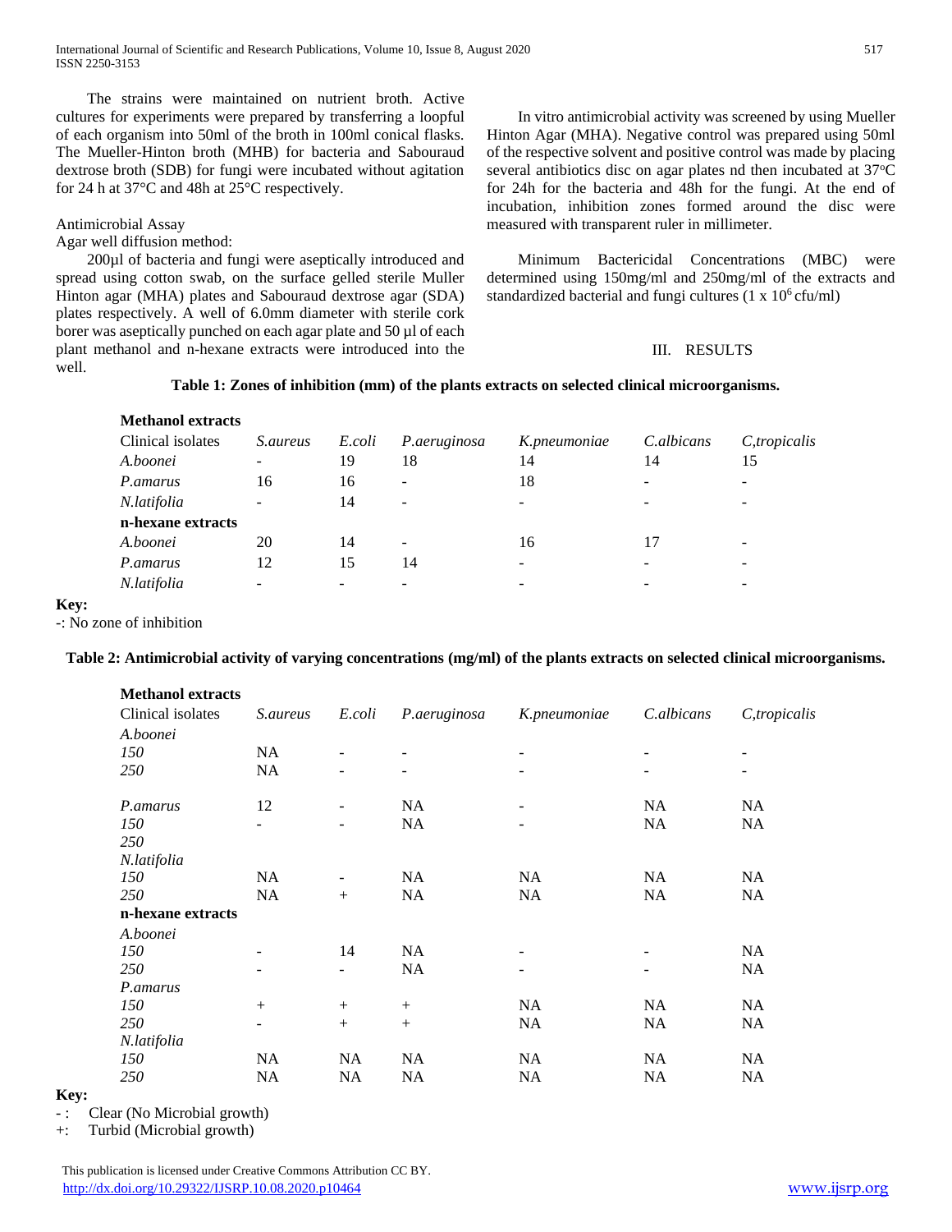The strains were maintained on nutrient broth. Active cultures for experiments were prepared by transferring a loopful of each organism into 50ml of the broth in 100ml conical flasks. The Mueller-Hinton broth (MHB) for bacteria and Sabouraud dextrose broth (SDB) for fungi were incubated without agitation for 24 h at 37°C and 48h at 25°C respectively.

Antimicrobial Assay

Agar well diffusion method:

200µl of bacteria and fungi were aseptically introduced and spread using cotton swab, on the surface gelled sterile Muller Hinton agar (MHA) plates and Sabouraud dextrose agar (SDA) plates respectively. A well of 6.0mm diameter with sterile cork borer was aseptically punched on each agar plate and 50 µl of each plant methanol and n-hexane extracts were introduced into the well.

In vitro antimicrobial activity was screened by using Mueller Hinton Agar (MHA). Negative control was prepared using 50ml of the respective solvent and positive control was made by placing several antibiotics disc on agar plates nd then incubated at 37°C for 24h for the bacteria and 48h for the fungi. At the end of incubation, inhibition zones formed around the disc were measured with transparent ruler in millimeter.

Minimum Bactericidal Concentrations (MBC) were determined using 150mg/ml and 250mg/ml of the extracts and standardized bacterial and fungi cultures ($1 \times 10^6$ cfu/ml)

## III. RESULTS

**Table 1: Zones of inhibition (mm) of the plants extracts on selected clinical microorganisms.**

| **Methanol extracts** | | | | | | |
|---|---|---|---|---|---|---|
| Clinical isolates | *S.aureus* | *E.coli* | *P.aeruginosa* | *K.pneumoniae* | *C.albicans* | *C,tropicalis* |
| *A.boonei* | - | 19 | 18 | 14 | 14 | 15 |
| *P.amarus* | 16 | 16 | - | 18 | - | - |
| *N.latifolia* | - | 14 | - | - | - | - |
| **n-hexane extracts** | | | | | | |
| *A.boonei* | 20 | 14 | - | 16 | 17 | - |
| *P.amarus* | 12 | 15 | 14 | - | - | - |
| *N.latifolia* | - | - | - | - | - | - |

**Key:**

-: No zone of inhibition

**Table 2: Antimicrobial activity of varying concentrations (mg/ml) of the plants extracts on selected clinical microorganisms.**

| **Methanol extracts** | | | | | | |
|---|---|---|---|---|---|---|
| Clinical isolates | *S.aureus* | *E.coli* | *P.aeruginosa* | *K.pneumoniae* | *C.albicans* | *C,tropicalis* |
| *A.boonei* | | | | | | |
| *150* | NA | - | - | - | - | - |
| *250* | NA | - | - | - | - | - |
| *P.amarus* | 12 | - | NA | - | NA | NA |
| *150* | - | - | NA | - | NA | NA |
| *250* | | | | | | |
| *N.latifolia* | | | | | | |
| *150* | NA | - | NA | NA | NA | NA |
| *250* | NA | + | NA | NA | NA | NA |
| **n-hexane extracts** | | | | | | |
| *A.boonei* | | | | | | |
| *150* | - | 14 | NA | - | - | NA |
| *250* | - | - | NA | - | - | NA |
| *P.amarus* | | | | | | |
| *150* | + | + | + | NA | NA | NA |
| *250* | - | + | + | NA | NA | NA |
| *N.latifolia* | | | | | | |
| *150* | NA | NA | NA | NA | NA | NA |
| *250* | NA | NA | NA | NA | NA | NA |

**Key:**

- : Clear (No Microbial growth)

+: Turbid (Microbial growth)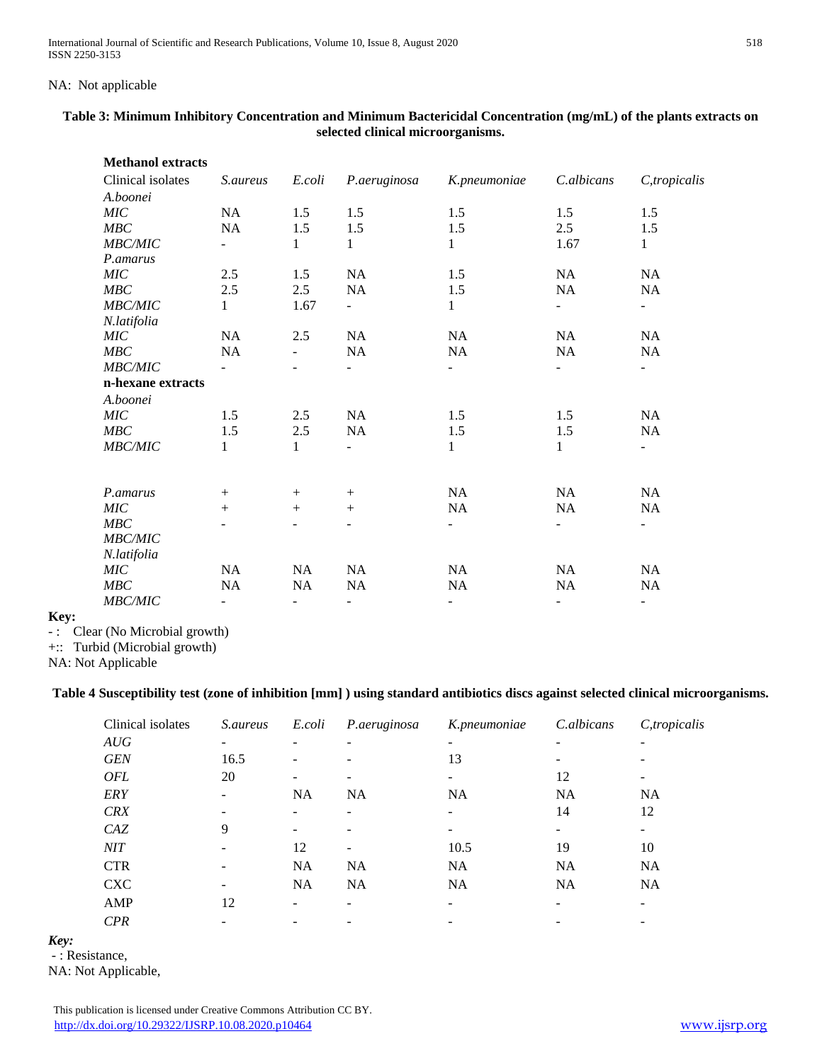NA: Not applicable

**Table 3: Minimum Inhibitory Concentration and Minimum Bactericidal Concentration (mg/mL) of the plants extracts on selected clinical microorganisms.**

| **Methanol extracts** | | | | | | |
|---|---|---|---|---|---|---|
| Clinical isolates | *S.aureus* | *E.coli* | *P.aeruginosa* | *K.pneumoniae* | *C.albicans* | *C,tropicalis* |
| *A.boonei* | | | | | | |
| *MIC* | NA | 1.5 | 1.5 | 1.5 | 1.5 | 1.5 |
| *MBC* | NA | 1.5 | 1.5 | 1.5 | 2.5 | 1.5 |
| *MBC/MIC* | - | 1 | 1 | 1 | 1.67 | 1 |
| *P.amarus* | | | | | | |
| *MIC* | 2.5 | 1.5 | NA | 1.5 | NA | NA |
| *MBC* | 2.5 | 2.5 | NA | 1.5 | NA | NA |
| *MBC/MIC* | 1 | 1.67 | - | 1 | - | - |
| *N.latifolia* | | | | | | |
| *MIC* | NA | 2.5 | NA | NA | NA | NA |
| *MBC* | NA | - | NA | NA | NA | NA |
| *MBC/MIC* | - | - | - | - | - | - |
| **n-hexane extracts** | | | | | | |
| *A.boonei* | | | | | | |
| *MIC* | 1.5 | 2.5 | NA | 1.5 | 1.5 | NA |
| *MBC* | 1.5 | 2.5 | NA | 1.5 | 1.5 | NA |
| *MBC/MIC* | 1 | 1 | - | 1 | 1 | - |
| *P.amarus* | + | + | + | NA | NA | NA |
| *MIC* | + | + | + | NA | NA | NA |
| *MBC* | - | - | - | - | - | - |
| *MBC/MIC* | | | | | | |
| *N.latifolia* | | | | | | |
| *MIC* | NA | NA | NA | NA | NA | NA |
| *MBC* | NA | NA | NA | NA | NA | NA |
| *MBC/MIC* | - | - | - | - | - | - |

**Key:**

- : Clear (No Microbial growth)

+:: Turbid (Microbial growth)

NA: Not Applicable

**Table 4 Susceptibility test (zone of inhibition [mm] ) using standard antibiotics discs against selected clinical microorganisms.**

| Clinical isolates | *S.aureus* | *E.coli* | *P.aeruginosa* | *K.pneumoniae* | *C.albicans* | *C,tropicalis* |
|---|---|---|---|---|---|---|
| *AUG* | - | - | - | - | - | - |
| *GEN* | 16.5 | - | - | 13 | - | - |
| *OFL* | 20 | - | - | - | 12 | - |
| *ERY* | - | NA | NA | NA | NA | NA |
| *CRX* | - | - | - | - | 14 | 12 |
| *CAZ* | 9 | - | - | - | - | - |
| *NIT* | - | 12 | - | 10.5 | 19 | 10 |
| CTR | - | NA | NA | NA | NA | NA |
| CXC | - | NA | NA | NA | NA | NA |
| AMP | 12 | - | - | - | - | - |
| *CPR* | - | - | - | - | - | - |

***Key:***

- : Resistance,

NA: Not Applicable,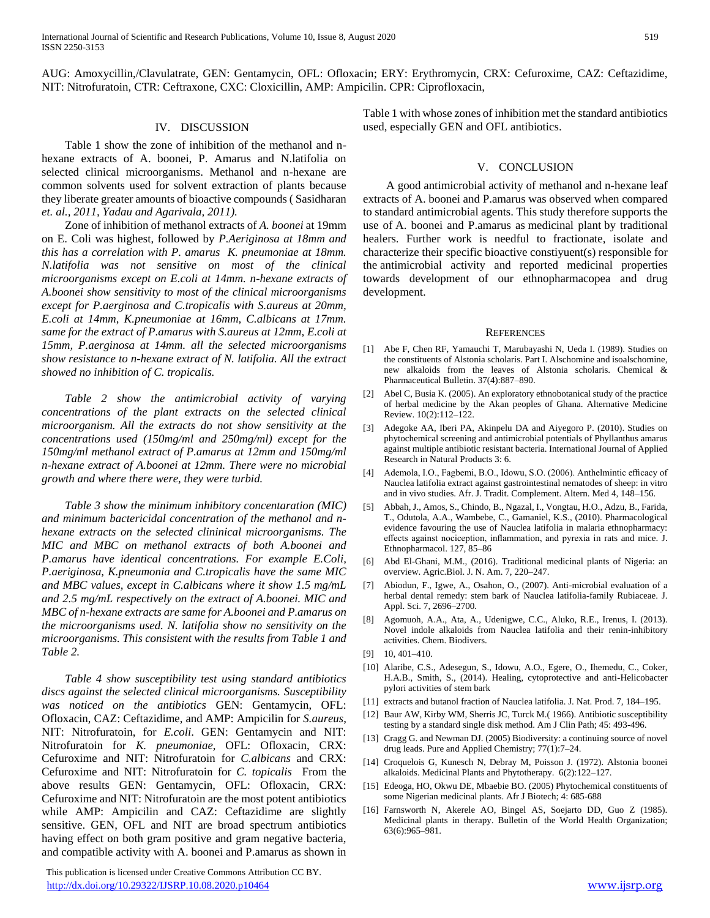AUG: Amoxycillin,/Clavulatrate, GEN: Gentamycin, OFL: Ofloxacin; ERY: Erythromycin, CRX: Cefuroxime, CAZ: Ceftazidime, NIT: Nitrofuratoin, CTR: Ceftraxone, CXC: Cloxicillin, AMP: Ampicilin. CPR: Ciprofloxacin,

## IV. DISCUSSION

Table 1 show the zone of inhibition of the methanol and n-hexane extracts of A. boonei, P. Amarus and N.latifolia on selected clinical microorganisms. Methanol and n-hexane are common solvents used for solvent extraction of plants because they liberate greater amounts of bioactive compounds ( Sasidharan *et. al., 2011, Yadau and Agarivala, 2011).*

Zone of inhibition of methanol extracts of *A. boonei* at 19mm on E. Coli was highest, followed by *P.Aeriginosa at 18mm and this has a correlation with P. amarus K. pneumoniae at 18mm. N.latifolia was not sensitive on most of the clinical microorganisms except on E.coli at 14mm. n-hexane extracts of A.boonei show sensitivity to most of the clinical microorganisms except for P.aerginosa and C.tropicalis with S.aureus at 20mm, E.coli at 14mm, K.pneumoniae at 16mm, C.albicans at 17mm. same for the extract of P.amarus with S.aureus at 12mm, E.coli at 15mm, P.aerginosa at 14mm. all the selected microorganisms show resistance to n-hexane extract of N. latifolia. All the extract showed no inhibition of C. tropicalis.*

*Table 2 show the antimicrobial activity of varying concentrations of the plant extracts on the selected clinical microorganism. All the extracts do not show sensitivity at the concentrations used (150mg/ml and 250mg/ml) except for the 150mg/ml methanol extract of P.amarus at 12mm and 150mg/ml n-hexane extract of A.boonei at 12mm. There were no microbial growth and where there were, they were turbid.*

*Table 3 show the minimum inhibitory concentaration (MIC) and minimum bactericidal concentration of the methanol and n-hexane extracts on the selected clininical microorganisms. The MIC and MBC on methanol extracts of both A.boonei and P.amarus have identical concentrations. For example E.Coli, P.aeriginosa, K.pneumonia and C.tropicalis have the same MIC and MBC values, except in C.albicans where it show 1.5 mg/mL and 2.5 mg/mL respectively on the extract of A.boonei. MIC and MBC of n-hexane extracts are same for A.boonei and P.amarus on the microorganisms used. N. latifolia show no sensitivity on the microorganisms. This consistent with the results from Table 1 and Table 2.*

*Table 4 show susceptibility test using standard antibiotics discs against the selected clinical microorganisms. Susceptibility was noticed on the antibiotics* GEN: Gentamycin, OFL: Ofloxacin, CAZ: Ceftazidime, and AMP: Ampicilin for *S.aureus*, NIT: Nitrofuratoin, for *E.coli*. GEN: Gentamycin and NIT: Nitrofuratoin for *K. pneumoniae*, OFL: Ofloxacin, CRX: Cefuroxime and NIT: Nitrofuratoin for *C.albicans* and CRX: Cefuroxime and NIT: Nitrofuratoin for *C. topicalis* From the above results GEN: Gentamycin, OFL: Ofloxacin, CRX: Cefuroxime and NIT: Nitrofuratoin are the most potent antibiotics while AMP: Ampicilin and CAZ: Ceftazidime are slightly sensitive. GEN, OFL and NIT are broad spectrum antibiotics having effect on both gram positive and gram negative bacteria, and compatible activity with A. boonei and P.amarus as shown in Table 1 with whose zones of inhibition met the standard antibiotics used, especially GEN and OFL antibiotics.

## V. CONCLUSION

A good antimicrobial activity of methanol and n-hexane leaf extracts of A. boonei and P.amarus was observed when compared to standard antimicrobial agents. This study therefore supports the use of A. boonei and P.amarus as medicinal plant by traditional healers. Further work is needful to fractionate, isolate and characterize their specific bioactive constiyuent(s) responsible for the antimicrobial activity and reported medicinal properties towards development of our ethnopharmacopea and drug development.

## REFERENCES

[1] Abe F, Chen RF, Yamauchi T, Marubayashi N, Ueda I. (1989). Studies on the constituents of Alstonia scholaris. Part I. Alschomine and isoalschomine, new alkaloids from the leaves of Alstonia scholaris. Chemical & Pharmaceutical Bulletin. 37(4):887–890.

[2] Abel C, Busia K. (2005). An exploratory ethnobotanical study of the practice of herbal medicine by the Akan peoples of Ghana. Alternative Medicine Review. 10(2):112–122.

[3] Adegoke AA, Iberi PA, Akinpelu DA and Aiyegoro P. (2010). Studies on phytochemical screening and antimicrobial potentials of Phyllanthus amarus against multiple antibiotic resistant bacteria. International Journal of Applied Research in Natural Products 3: 6.

[4] Ademola, I.O., Fagbemi, B.O., Idowu, S.O. (2006). Anthelmintic efficacy of Nauclea latifolia extract against gastrointestinal nematodes of sheep: in vitro and in vivo studies. Afr. J. Tradit. Complement. Altern. Med 4, 148–156.

[5] Abbah, J., Amos, S., Chindo, B., Ngazal, I., Vongtau, H.O., Adzu, B., Farida, T., Odutola, A.A., Wambebe, C., Gamaniel, K.S., (2010). Pharmacological evidence favouring the use of Nauclea latifolia in malaria ethnopharmacy: effects against nociception, inflammation, and pyrexia in rats and mice. J. Ethnopharmacol. 127, 85–86

[6] Abd El-Ghani, M.M., (2016). Traditional medicinal plants of Nigeria: an overview. Agric.Biol. J. N. Am. 7, 220–247.

[7] Abiodun, F., Igwe, A., Osahon, O., (2007). Anti-microbial evaluation of a herbal dental remedy: stem bark of Nauclea latifolia-family Rubiaceae. J. Appl. Sci. 7, 2696–2700.

[8] Agomuoh, A.A., Ata, A., Udenigwe, C.C., Aluko, R.E., Irenus, I. (2013). Novel indole alkaloids from Nauclea latifolia and their renin-inhibitory activities. Chem. Biodivers.

[9] 10, 401–410.

[10] Alaribe, C.S., Adesegun, S., Idowu, A.O., Egere, O., Ihemedu, C., Coker, H.A.B., Smith, S., (2014). Healing, cytoprotective and anti-Helicobacter pylori activities of stem bark

[11] extracts and butanol fraction of Nauclea latifolia. J. Nat. Prod. 7, 184–195.

[12] Baur AW, Kirby WM, Sherris JC, Turck M.( 1966). Antibiotic susceptibility testing by a standard single disk method. Am J Clin Path; 45: 493-496.

[13] Cragg G. and Newman DJ. (2005) Biodiversity: a continuing source of novel drug leads. Pure and Applied Chemistry; 77(1):7–24.

[14] Croquelois G, Kunesch N, Debray M, Poisson J. (1972). Alstonia boonei alkaloids. Medicinal Plants and Phytotherapy. 6(2):122–127.

[15] Edeoga, HO, Okwu DE, Mbaebie BO. (2005) Phytochemical constituents of some Nigerian medicinal plants. Afr J Biotech; 4: 685-688

[16] Farnsworth N, Akerele AO, Bingel AS, Soejarto DD, Guo Z (1985). Medicinal plants in therapy. Bulletin of the World Health Organization; 63(6):965–981.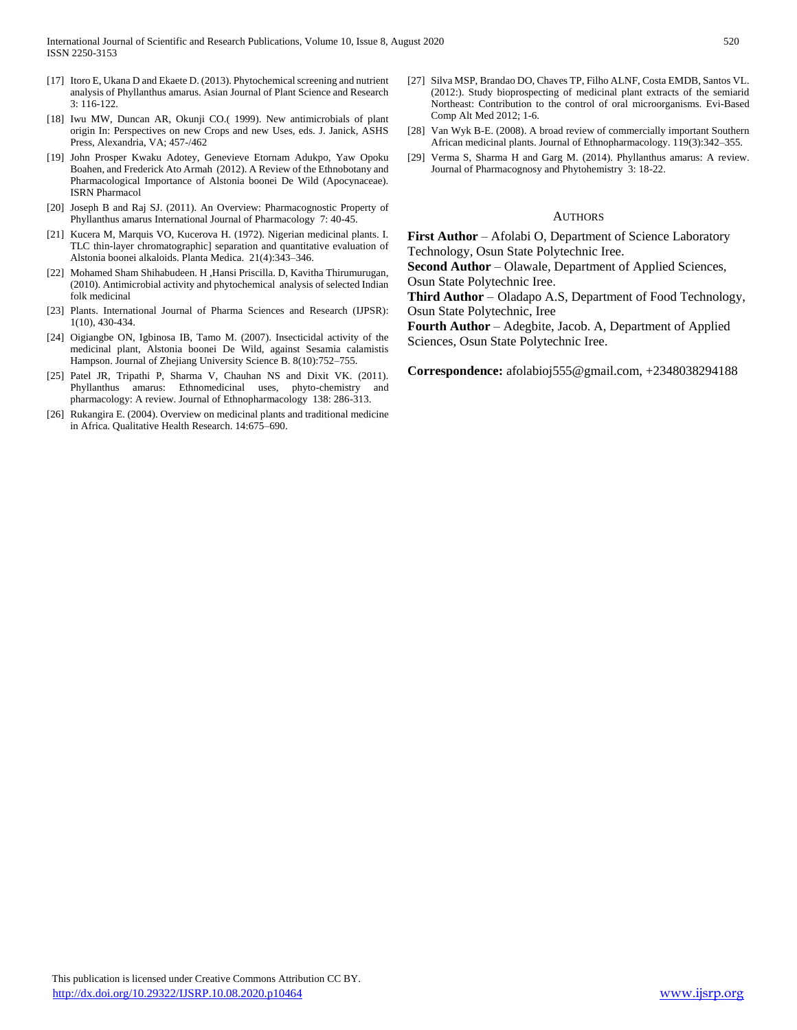[17] Itoro E, Ukana D and Ekaete D. (2013). Phytochemical screening and nutrient analysis of Phyllanthus amarus. Asian Journal of Plant Science and Research 3: 116-122.

[18] Iwu MW, Duncan AR, Okunji CO.( 1999). New antimicrobials of plant origin In: Perspectives on new Crops and new Uses, eds. J. Janick, ASHS Press, Alexandria, VA; 457-/462

[19] John Prosper Kwaku Adotey, Genevieve Etornam Adukpo, Yaw Opoku Boahen, and Frederick Ato Armah (2012). A Review of the Ethnobotany and Pharmacological Importance of Alstonia boonei De Wild (Apocynaceae). ISRN Pharmacol

[20] Joseph B and Raj SJ. (2011). An Overview: Pharmacognostic Property of Phyllanthus amarus International Journal of Pharmacology 7: 40-45.

[21] Kucera M, Marquis VO, Kucerova H. (1972). Nigerian medicinal plants. I. TLC thin-layer chromatographic] separation and quantitative evaluation of Alstonia boonei alkaloids. Planta Medica. 21(4):343–346.

[22] Mohamed Sham Shihabudeen. H ,Hansi Priscilla. D, Kavitha Thirumurugan, (2010). Antimicrobial activity and phytochemical analysis of selected Indian folk medicinal

[23] Plants. International Journal of Pharma Sciences and Research (IJPSR): 1(10), 430-434.

[24] Oigiangbe ON, Igbinosa IB, Tamo M. (2007). Insecticidal activity of the medicinal plant, Alstonia boonei De Wild, against Sesamia calamistis Hampson. Journal of Zhejiang University Science B. 8(10):752–755.

[25] Patel JR, Tripathi P, Sharma V, Chauhan NS and Dixit VK. (2011). Phyllanthus amarus: Ethnomedicinal uses, phyto-chemistry and pharmacology: A review. Journal of Ethnopharmacology 138: 286-313.

[26] Rukangira E. (2004). Overview on medicinal plants and traditional medicine in Africa. Qualitative Health Research. 14:675–690.

[27] Silva MSP, Brandao DO, Chaves TP, Filho ALNF, Costa EMDB, Santos VL. (2012:). Study bioprospecting of medicinal plant extracts of the semiarid Northeast: Contribution to the control of oral microorganisms. Evi-Based Comp Alt Med 2012; 1-6.

[28] Van Wyk B-E. (2008). A broad review of commercially important Southern African medicinal plants. Journal of Ethnopharmacology. 119(3):342–355.

[29] Verma S, Sharma H and Garg M. (2014). Phyllanthus amarus: A review. Journal of Pharmacognosy and Phytohemistry 3: 18-22.

## AUTHORS

**First Author** – Afolabi O, Department of Science Laboratory Technology, Osun State Polytechnic Iree.

**Second Author** – Olawale, Department of Applied Sciences, Osun State Polytechnic Iree.

**Third Author** – Oladapo A.S, Department of Food Technology, Osun State Polytechnic, Iree

**Fourth Author** – Adegbite, Jacob. A, Department of Applied Sciences, Osun State Polytechnic Iree.

**Correspondence:** afolabioj555@gmail.com, +2348038294188